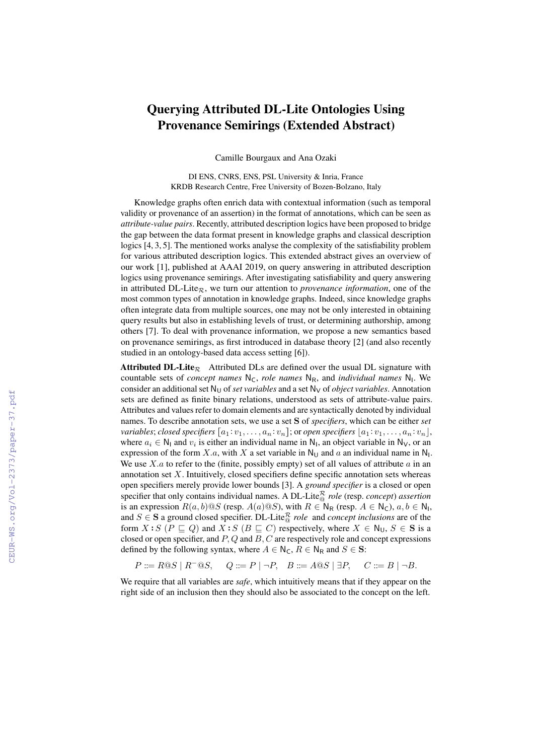# Querying Attributed DL-Lite Ontologies Using Provenance Semirings (Extended Abstract)

Camille Bourgaux and Ana Ozaki

DI ENS, CNRS, ENS, PSL University & Inria, France
KRDB Research Centre, Free University of Bozen-Bolzano, Italy

Knowledge graphs often enrich data with contextual information (such as temporal validity or provenance of an assertion) in the format of annotations, which can be seen as *attribute-value pairs*. Recently, attributed description logics have been proposed to bridge the gap between the data format present in knowledge graphs and classical description logics [4, 3, 5]. The mentioned works analyse the complexity of the satisfiability problem for various attributed description logics. This extended abstract gives an overview of our work [1], published at AAAI 2019, on query answering in attributed description logics using provenance semirings. After investigating satisfiability and query answering in attributed DL-Lite$_\mathcal{R}$, we turn our attention to *provenance information*, one of the most common types of annotation in knowledge graphs. Indeed, since knowledge graphs often integrate data from multiple sources, one may not be only interested in obtaining query results but also in establishing levels of trust, or determining authorship, among others [7]. To deal with provenance information, we propose a new semantics based on provenance semirings, as first introduced in database theory [2] (and also recently studied in an ontology-based data access setting [6]).

**Attributed DL-Lite$_\mathcal{R}$** Attributed DLs are defined over the usual DL signature with countable sets of *concept names* $\mathsf{N_C}$, *role names* $\mathsf{N_R}$, and *individual names* $\mathsf{N_I}$. We consider an additional set $\mathsf{N_U}$ of *set variables* and a set $\mathsf{N_V}$ of *object variables*. Annotation sets are defined as finite binary relations, understood as sets of attribute-value pairs. Attributes and values refer to domain elements and are syntactically denoted by individual names. To describe annotation sets, we use a set $\mathbf{S}$ of *specifiers*, which can be either *set variables*; *closed specifiers* $[a_1 : v_1, \ldots, a_n : v_n]$; or *open specifiers* $\lfloor a_1 : v_1, \ldots, a_n : v_n \rfloor$, where $a_i \in \mathsf{N_I}$ and $v_i$ is either an individual name in $\mathsf{N_I}$, an object variable in $\mathsf{N_V}$, or an expression of the form $X.a$, with $X$ a set variable in $\mathsf{N_U}$ and $a$ an individual name in $\mathsf{N_I}$. We use $X.a$ to refer to the (finite, possibly empty) set of all values of attribute $a$ in an annotation set $X$. Intuitively, closed specifiers define specific annotation sets whereas open specifiers merely provide lower bounds [3]. A *ground specifier* is a closed or open specifier that only contains individual names. A DL-Lite$^\mathcal{R}_@$ *role* (resp. *concept*) *assertion* is an expression $R(a, b)@S$ (resp. $A(a)@S$), with $R \in \mathsf{N_R}$ (resp. $A \in \mathsf{N_C}$), $a, b \in \mathsf{N_I}$, and $S \in \mathbf{S}$ a ground closed specifier. DL-Lite$^\mathcal{R}_@$ *role* and *concept inclusions* are of the form $X : S\ (P \sqsubseteq Q)$ and $X : S\ (B \sqsubseteq C)$ respectively, where $X \in \mathsf{N_U}$, $S \in \mathbf{S}$ is a closed or open specifier, and $P, Q$ and $B, C$ are respectively role and concept expressions defined by the following syntax, where $A \in \mathsf{N_C}$, $R \in \mathsf{N_R}$ and $S \in \mathbf{S}$:

$$P ::= R@S \mid R^{-}@S, \quad Q ::= P \mid \neg P, \quad B ::= A@S \mid \exists P, \quad C ::= B \mid \neg B.$$

We require that all variables are *safe*, which intuitively means that if they appear on the right side of an inclusion then they should also be associated to the concept on the left.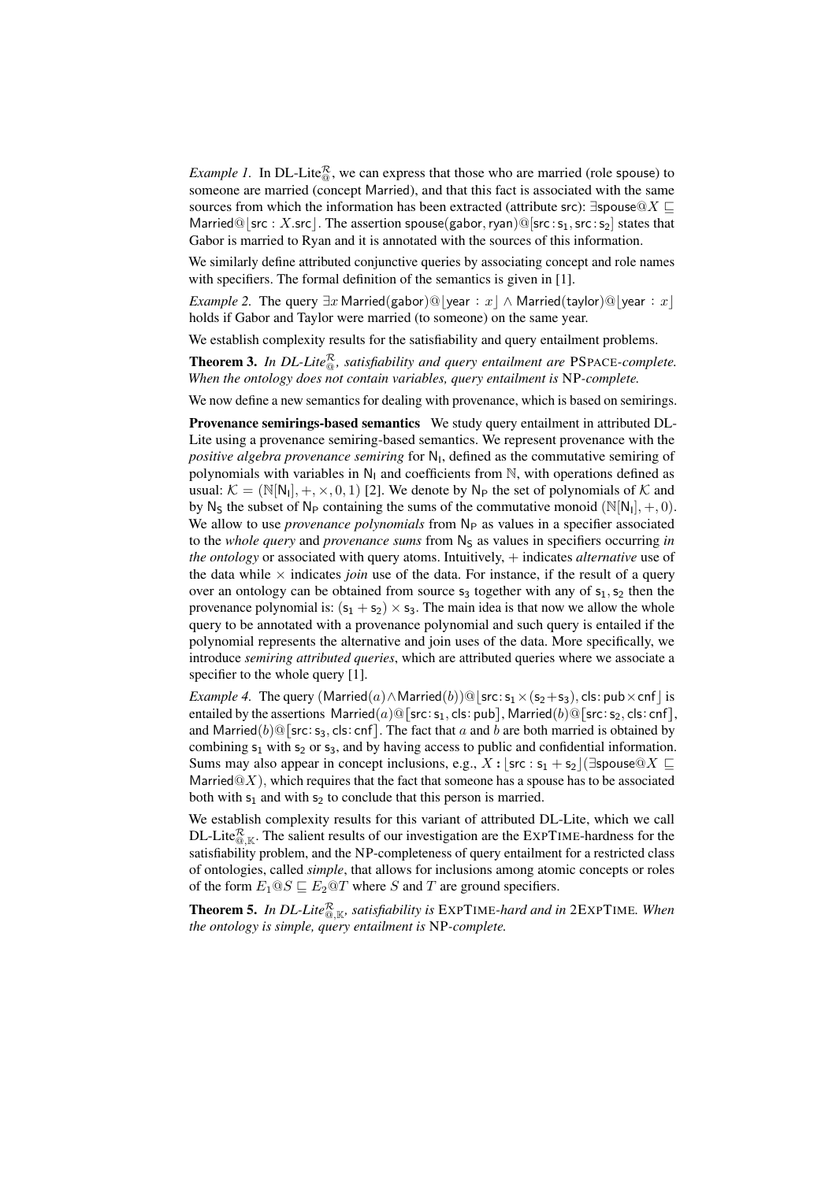*Example 1.* In DL-Lite$^{\mathcal{R}}_{@}$, we can express that those who are married (role spouse) to someone are married (concept Married), and that this fact is associated with the same sources from which the information has been extracted (attribute src): $\exists \mathsf{spouse}@X \sqsubseteq \mathsf{Married}@\lfloor \mathsf{src} : X.\mathsf{src} \rfloor$. The assertion $\mathsf{spouse}(\mathsf{gabor}, \mathsf{ryan})@[\mathsf{src}: \mathsf{s}_1, \mathsf{src}: \mathsf{s}_2]$ states that Gabor is married to Ryan and it is annotated with the sources of this information.

We similarly define attributed conjunctive queries by associating concept and role names with specifiers. The formal definition of the semantics is given in [1].

*Example 2.* The query $\exists x\, \mathsf{Married}(\mathsf{gabor})@\lfloor \mathsf{year} : x \rfloor \wedge \mathsf{Married}(\mathsf{taylor})@\lfloor \mathsf{year} : x \rfloor$ holds if Gabor and Taylor were married (to someone) on the same year.

We establish complexity results for the satisfiability and query entailment problems.

**Theorem 3.** *In DL-Lite$^{\mathcal{R}}_{@}$, satisfiability and query entailment are* PSPACE*-complete. When the ontology does not contain variables, query entailment is* NP*-complete.*

We now define a new semantics for dealing with provenance, which is based on semirings.

**Provenance semirings-based semantics** We study query entailment in attributed DL-Lite using a provenance semiring-based semantics. We represent provenance with the *positive algebra provenance semiring* for $\mathsf{N_I}$, defined as the commutative semiring of polynomials with variables in $\mathsf{N_I}$ and coefficients from $\mathbb{N}$, with operations defined as usual: $\mathcal{K} = (\mathbb{N}[\mathsf{N_I}], +, \times, 0, 1)$ [2]. We denote by $\mathsf{N_P}$ the set of polynomials of $\mathcal{K}$ and by $\mathsf{N_S}$ the subset of $\mathsf{N_P}$ containing the sums of the commutative monoid $(\mathbb{N}[\mathsf{N_I}], +, 0)$. We allow to use *provenance polynomials* from $\mathsf{N_P}$ as values in a specifier associated to the *whole query* and *provenance sums* from $\mathsf{N_S}$ as values in specifiers occurring *in the ontology* or associated with query atoms. Intuitively, $+$ indicates *alternative* use of the data while $\times$ indicates *join* use of the data. For instance, if the result of a query over an ontology can be obtained from source $\mathsf{s}_3$ together with any of $\mathsf{s}_1, \mathsf{s}_2$ then the provenance polynomial is: $(\mathsf{s}_1 + \mathsf{s}_2) \times \mathsf{s}_3$. The main idea is that now we allow the whole query to be annotated with a provenance polynomial and such query is entailed if the polynomial represents the alternative and join uses of the data. More specifically, we introduce *semiring attributed queries*, which are attributed queries where we associate a specifier to the whole query [1].

*Example 4.* The query $(\mathsf{Married}(a) \wedge \mathsf{Married}(b))@\lfloor \mathsf{src}: \mathsf{s}_1 \times (\mathsf{s}_2 + \mathsf{s}_3), \mathsf{cls}: \mathsf{pub} \times \mathsf{cnf} \rfloor$ is entailed by the assertions $\mathsf{Married}(a)@[\mathsf{src}: \mathsf{s}_1, \mathsf{cls}: \mathsf{pub}]$, $\mathsf{Married}(b)@[\mathsf{src}: \mathsf{s}_2, \mathsf{cls}: \mathsf{cnf}]$, and $\mathsf{Married}(b)@[\mathsf{src}: \mathsf{s}_3, \mathsf{cls}: \mathsf{cnf}]$. The fact that $a$ and $b$ are both married is obtained by combining $\mathsf{s}_1$ with $\mathsf{s}_2$ or $\mathsf{s}_3$, and by having access to public and confidential information. Sums may also appear in concept inclusions, e.g., $X : \lfloor \mathsf{src} : \mathsf{s}_1 + \mathsf{s}_2 \rfloor (\exists \mathsf{spouse}@X \sqsubseteq \mathsf{Married}@X)$, which requires that the fact that someone has a spouse has to be associated both with $\mathsf{s}_1$ and with $\mathsf{s}_2$ to conclude that this person is married.

We establish complexity results for this variant of attributed DL-Lite, which we call DL-Lite$^{\mathcal{R}}_{@,\mathbb{K}}$. The salient results of our investigation are the EXPTIME-hardness for the satisfiability problem, and the NP-completeness of query entailment for a restricted class of ontologies, called *simple*, that allows for inclusions among atomic concepts or roles of the form $E_1@S \sqsubseteq E_2@T$ where $S$ and $T$ are ground specifiers.

**Theorem 5.** *In DL-Lite$^{\mathcal{R}}_{@,\mathbb{K}}$, satisfiability is* EXPTIME*-hard and in* 2EXPTIME*. When the ontology is simple, query entailment is* NP*-complete.*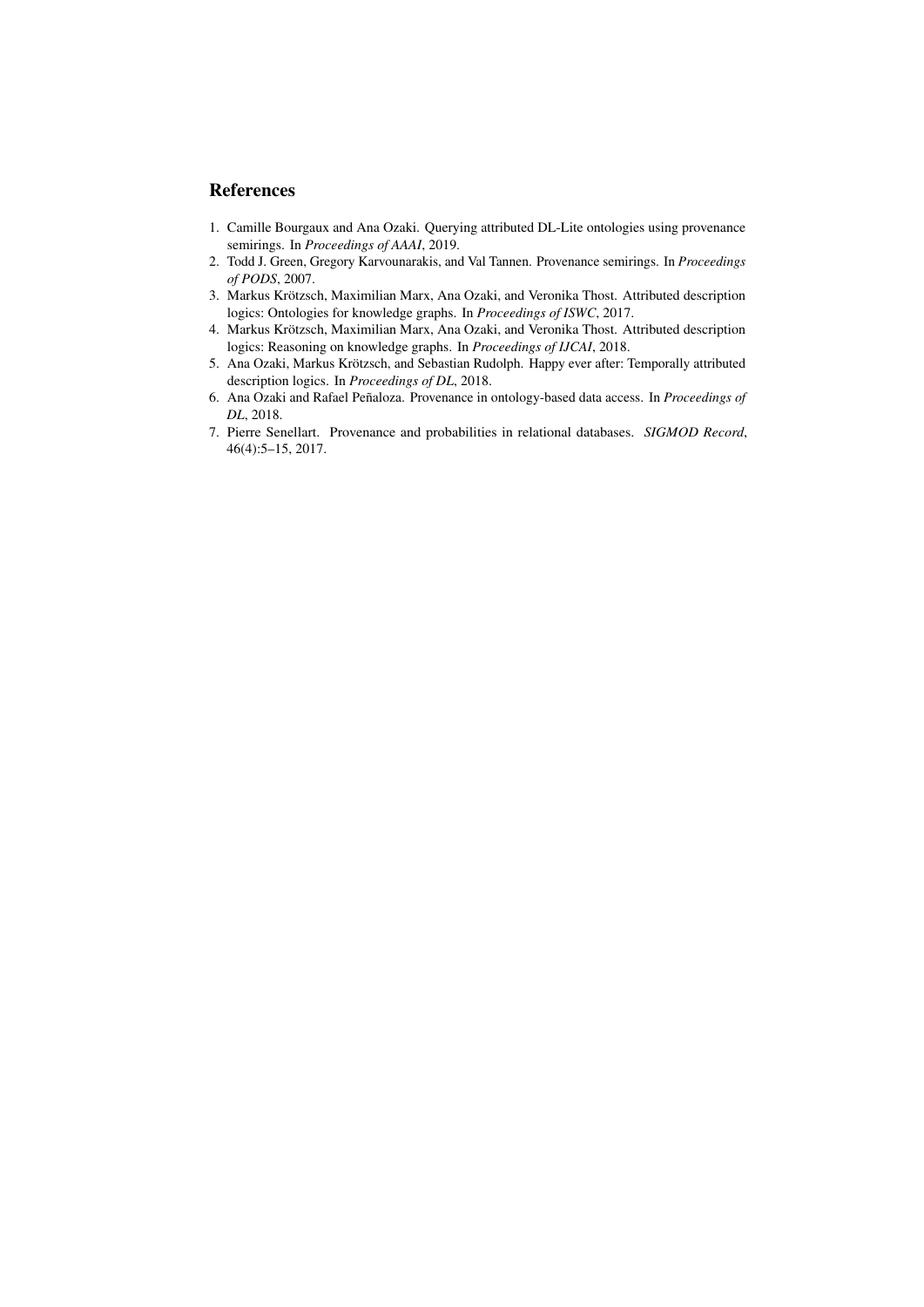## References

1. Camille Bourgaux and Ana Ozaki. Querying attributed DL-Lite ontologies using provenance semirings. In *Proceedings of AAAI*, 2019.
2. Todd J. Green, Gregory Karvounarakis, and Val Tannen. Provenance semirings. In *Proceedings of PODS*, 2007.
3. Markus Krötzsch, Maximilian Marx, Ana Ozaki, and Veronika Thost. Attributed description logics: Ontologies for knowledge graphs. In *Proceedings of ISWC*, 2017.
4. Markus Krötzsch, Maximilian Marx, Ana Ozaki, and Veronika Thost. Attributed description logics: Reasoning on knowledge graphs. In *Proceedings of IJCAI*, 2018.
5. Ana Ozaki, Markus Krötzsch, and Sebastian Rudolph. Happy ever after: Temporally attributed description logics. In *Proceedings of DL*, 2018.
6. Ana Ozaki and Rafael Peñaloza. Provenance in ontology-based data access. In *Proceedings of DL*, 2018.
7. Pierre Senellart. Provenance and probabilities in relational databases. *SIGMOD Record*, 46(4):5–15, 2017.